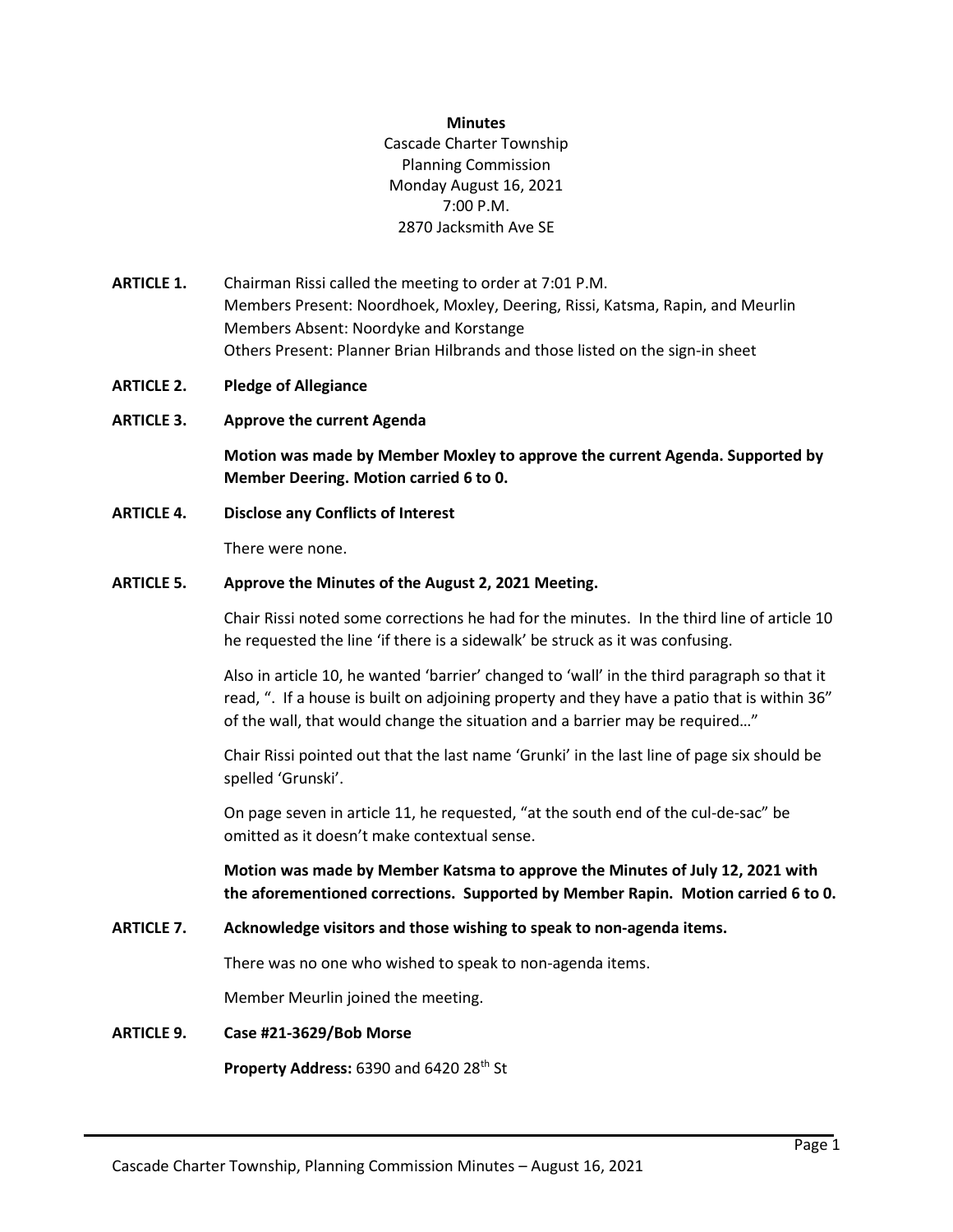**Minutes**
Cascade Charter Township
Planning Commission
Monday August 16, 2021
7:00 P.M.
2870 Jacksmith Ave SE

**ARTICLE 1.** Chairman Rissi called the meeting to order at 7:01 P.M.
Members Present: Noordhoek, Moxley, Deering, Rissi, Katsma, Rapin, and Meurlin
Members Absent: Noordyke and Korstange
Others Present: Planner Brian Hilbrands and those listed on the sign-in sheet

**ARTICLE 2. Pledge of Allegiance**

**ARTICLE 3. Approve the current Agenda**

**Motion was made by Member Moxley to approve the current Agenda. Supported by Member Deering. Motion carried 6 to 0.**

**ARTICLE 4. Disclose any Conflicts of Interest**

There were none.

**ARTICLE 5. Approve the Minutes of the August 2, 2021 Meeting.**

Chair Rissi noted some corrections he had for the minutes. In the third line of article 10 he requested the line 'if there is a sidewalk' be struck as it was confusing.

Also in article 10, he wanted 'barrier' changed to 'wall' in the third paragraph so that it read, ". If a house is built on adjoining property and they have a patio that is within 36" of the wall, that would change the situation and a barrier may be required…"

Chair Rissi pointed out that the last name 'Grunki' in the last line of page six should be spelled 'Grunski'.

On page seven in article 11, he requested, "at the south end of the cul-de-sac" be omitted as it doesn't make contextual sense.

**Motion was made by Member Katsma to approve the Minutes of July 12, 2021 with the aforementioned corrections. Supported by Member Rapin. Motion carried 6 to 0.**

**ARTICLE 7. Acknowledge visitors and those wishing to speak to non-agenda items.**

There was no one who wished to speak to non-agenda items.

Member Meurlin joined the meeting.

**ARTICLE 9. Case #21-3629/Bob Morse**

**Property Address:** 6390 and 6420 28th St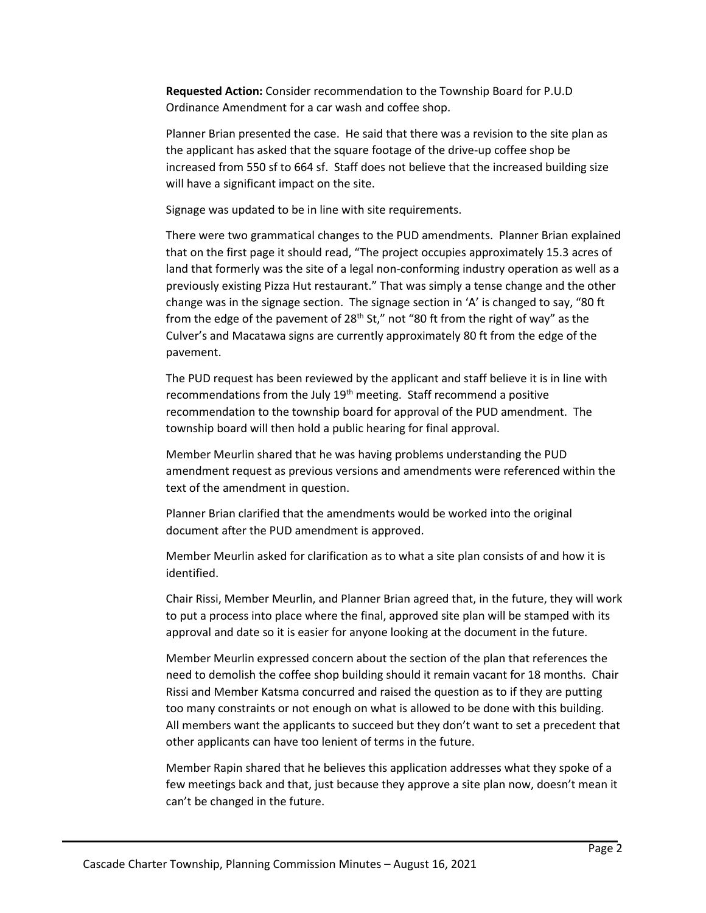**Requested Action:** Consider recommendation to the Township Board for P.U.D Ordinance Amendment for a car wash and coffee shop.

Planner Brian presented the case. He said that there was a revision to the site plan as the applicant has asked that the square footage of the drive-up coffee shop be increased from 550 sf to 664 sf. Staff does not believe that the increased building size will have a significant impact on the site.

Signage was updated to be in line with site requirements.

There were two grammatical changes to the PUD amendments. Planner Brian explained that on the first page it should read, "The project occupies approximately 15.3 acres of land that formerly was the site of a legal non-conforming industry operation as well as a previously existing Pizza Hut restaurant." That was simply a tense change and the other change was in the signage section. The signage section in 'A' is changed to say, "80 ft from the edge of the pavement of 28th St," not "80 ft from the right of way" as the Culver's and Macatawa signs are currently approximately 80 ft from the edge of the pavement.

The PUD request has been reviewed by the applicant and staff believe it is in line with recommendations from the July 19th meeting. Staff recommend a positive recommendation to the township board for approval of the PUD amendment. The township board will then hold a public hearing for final approval.

Member Meurlin shared that he was having problems understanding the PUD amendment request as previous versions and amendments were referenced within the text of the amendment in question.

Planner Brian clarified that the amendments would be worked into the original document after the PUD amendment is approved.

Member Meurlin asked for clarification as to what a site plan consists of and how it is identified.

Chair Rissi, Member Meurlin, and Planner Brian agreed that, in the future, they will work to put a process into place where the final, approved site plan will be stamped with its approval and date so it is easier for anyone looking at the document in the future.

Member Meurlin expressed concern about the section of the plan that references the need to demolish the coffee shop building should it remain vacant for 18 months. Chair Rissi and Member Katsma concurred and raised the question as to if they are putting too many constraints or not enough on what is allowed to be done with this building. All members want the applicants to succeed but they don't want to set a precedent that other applicants can have too lenient of terms in the future.

Member Rapin shared that he believes this application addresses what they spoke of a few meetings back and that, just because they approve a site plan now, doesn't mean it can't be changed in the future.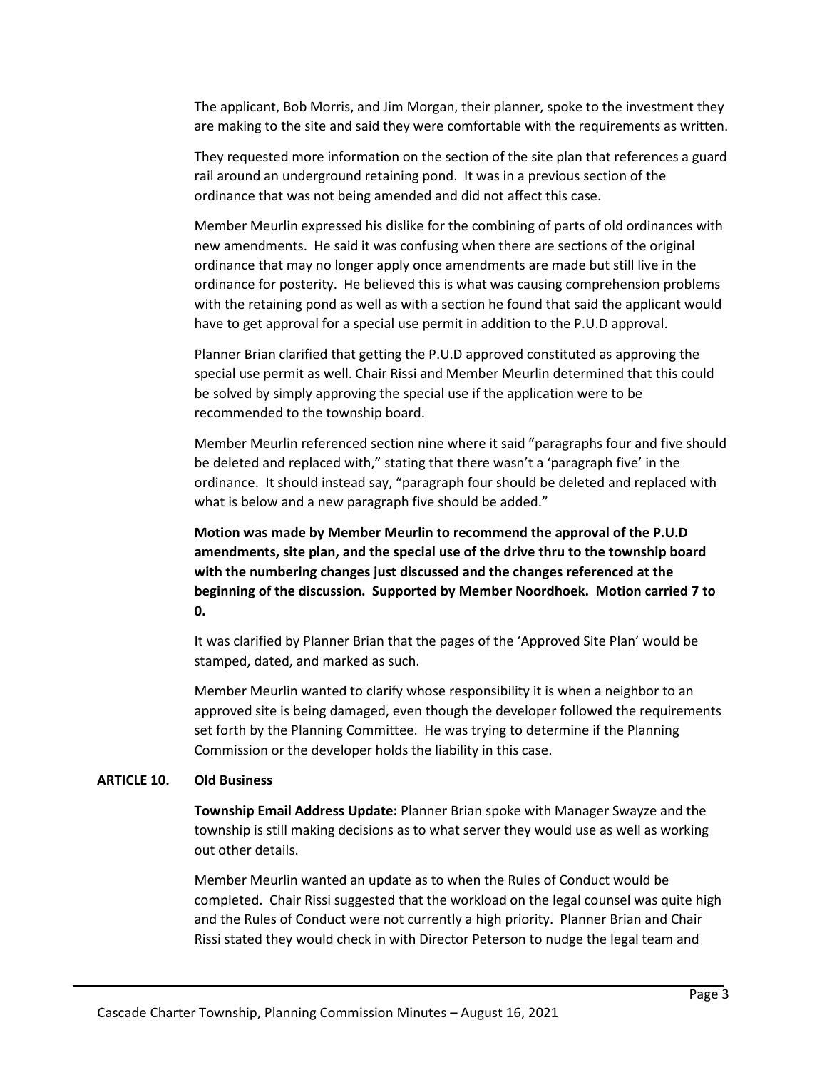The applicant, Bob Morris, and Jim Morgan, their planner, spoke to the investment they are making to the site and said they were comfortable with the requirements as written.

They requested more information on the section of the site plan that references a guard rail around an underground retaining pond. It was in a previous section of the ordinance that was not being amended and did not affect this case.

Member Meurlin expressed his dislike for the combining of parts of old ordinances with new amendments. He said it was confusing when there are sections of the original ordinance that may no longer apply once amendments are made but still live in the ordinance for posterity. He believed this is what was causing comprehension problems with the retaining pond as well as with a section he found that said the applicant would have to get approval for a special use permit in addition to the P.U.D approval.

Planner Brian clarified that getting the P.U.D approved constituted as approving the special use permit as well. Chair Rissi and Member Meurlin determined that this could be solved by simply approving the special use if the application were to be recommended to the township board.

Member Meurlin referenced section nine where it said "paragraphs four and five should be deleted and replaced with," stating that there wasn't a 'paragraph five' in the ordinance. It should instead say, "paragraph four should be deleted and replaced with what is below and a new paragraph five should be added."

**Motion was made by Member Meurlin to recommend the approval of the P.U.D amendments, site plan, and the special use of the drive thru to the township board with the numbering changes just discussed and the changes referenced at the beginning of the discussion. Supported by Member Noordhoek. Motion carried 7 to 0.**

It was clarified by Planner Brian that the pages of the 'Approved Site Plan' would be stamped, dated, and marked as such.

Member Meurlin wanted to clarify whose responsibility it is when a neighbor to an approved site is being damaged, even though the developer followed the requirements set forth by the Planning Committee. He was trying to determine if the Planning Commission or the developer holds the liability in this case.

**ARTICLE 10. Old Business**

**Township Email Address Update:** Planner Brian spoke with Manager Swayze and the township is still making decisions as to what server they would use as well as working out other details.

Member Meurlin wanted an update as to when the Rules of Conduct would be completed. Chair Rissi suggested that the workload on the legal counsel was quite high and the Rules of Conduct were not currently a high priority. Planner Brian and Chair Rissi stated they would check in with Director Peterson to nudge the legal team and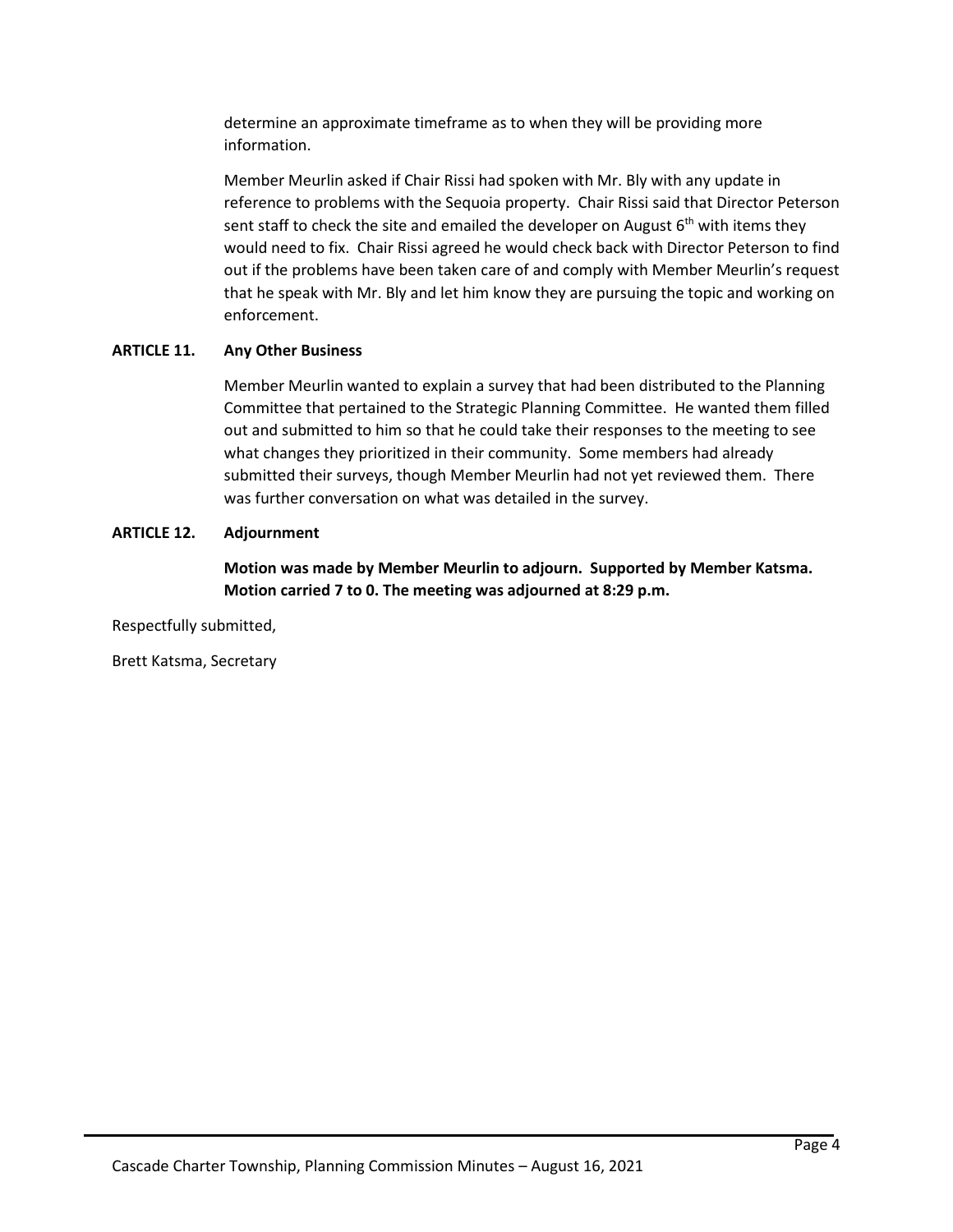determine an approximate timeframe as to when they will be providing more information.

Member Meurlin asked if Chair Rissi had spoken with Mr. Bly with any update in reference to problems with the Sequoia property. Chair Rissi said that Director Peterson sent staff to check the site and emailed the developer on August 6th with items they would need to fix. Chair Rissi agreed he would check back with Director Peterson to find out if the problems have been taken care of and comply with Member Meurlin's request that he speak with Mr. Bly and let him know they are pursuing the topic and working on enforcement.

**ARTICLE 11. Any Other Business**

Member Meurlin wanted to explain a survey that had been distributed to the Planning Committee that pertained to the Strategic Planning Committee. He wanted them filled out and submitted to him so that he could take their responses to the meeting to see what changes they prioritized in their community. Some members had already submitted their surveys, though Member Meurlin had not yet reviewed them. There was further conversation on what was detailed in the survey.

**ARTICLE 12. Adjournment**

**Motion was made by Member Meurlin to adjourn. Supported by Member Katsma. Motion carried 7 to 0. The meeting was adjourned at 8:29 p.m.**

Respectfully submitted,

Brett Katsma, Secretary